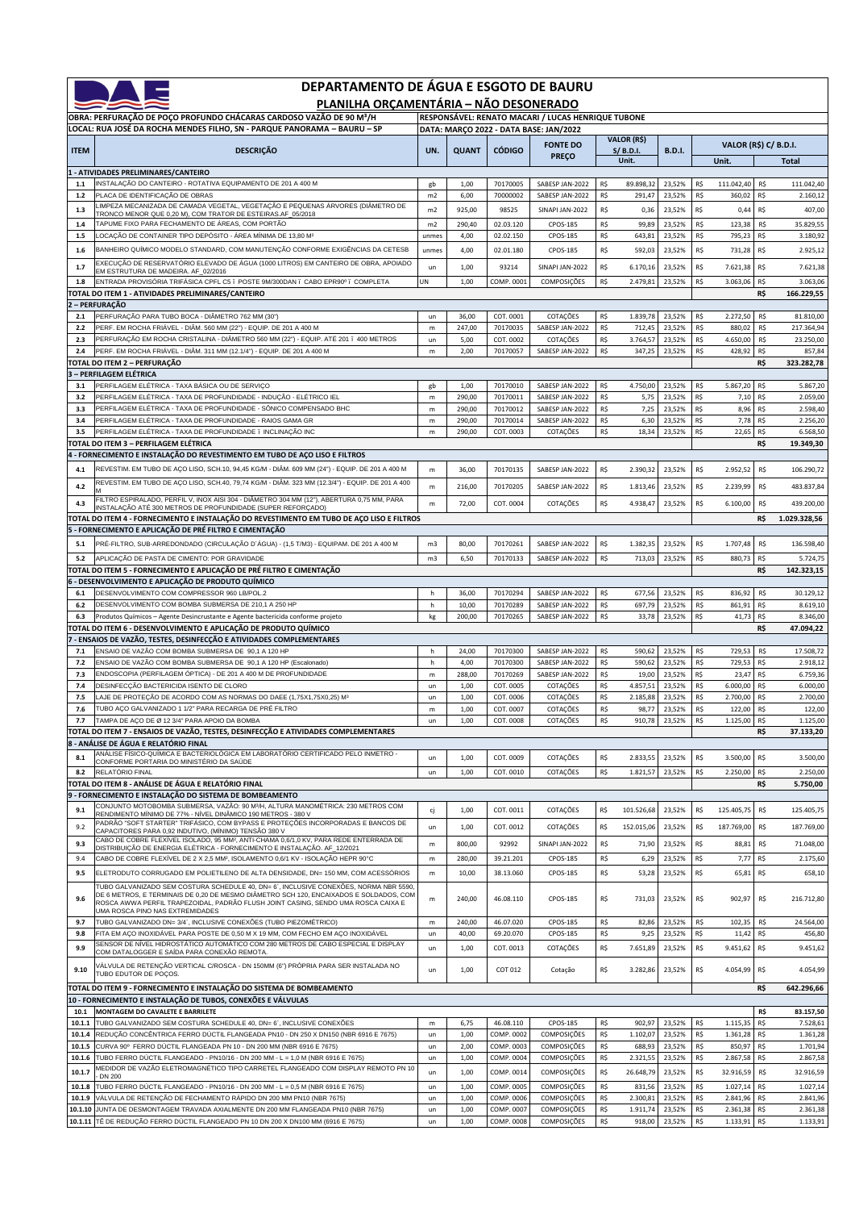# DEPARTAMENTO DE ÁGUA E ESGOTO DE BAURU

## PLANILHA ORÇAMENTÁRIA – NÃO DESONERADO

| OBRA: PERFURAÇÃO DE POÇO PROFUNDO CHÁCARAS CARDOSO VAZÃO DE 90 M³/H | RESPONSÁVEL: RENATO MACARI / LUCAS HENRIQUE TUBONE |
|---|---|
| LOCAL: RUA JOSÉ DA ROCHA MENDES FILHO, SN - PARQUE PANORAMA – BAURU – SP | DATA: MARÇO 2022 - DATA BASE: JAN/2022 |

| ITEM | DESCRIÇÃO | UN. | QUANT | CÓDIGO | FONTE DO PREÇO | VALOR (R$) S/ B.D.I. Unit. | B.D.I. | VALOR (R$) C/ B.D.I. Unit. | VALOR (R$) C/ B.D.I. Total |
|---|---|---|---|---|---|---|---|---|---|
| **1 - ATIVIDADES PRELIMINARES/CANTEIRO** | | | | | | | | | |
| 1.1 | INSTALAÇÃO DO CANTEIRO - ROTATIVA EQUIPAMENTO DE 201 A 400 M | gb | 1,00 | 70170005 | SABESP JAN-2022 | R$ 89.898,32 | 23,52% | R$ 111.042,40 | R$ 111.042,40 |
| 1.2 | PLACA DE IDENTIFICAÇÃO DE OBRAS | m2 | 6,00 | 70000002 | SABESP JAN-2022 | R$ 291,47 | 23,52% | R$ 360,02 | R$ 2.160,12 |
| 1.3 | LIMPEZA MECANIZADA DE CAMADA VEGETAL, VEGETAÇÃO E PEQUENAS ÁRVORES (DIÂMETRO DE TRONCO MENOR QUE 0,20 M), COM TRATOR DE ESTEIRAS.AF_05/2018 | m2 | 925,00 | 98525 | SINAPI JAN-2022 | R$ 0,36 | 23,52% | R$ 0,44 | R$ 407,00 |
| 1.4 | TAPUME FIXO PARA FECHAMENTO DE ÁREAS, COM PORTÃO | m2 | 290,40 | 02.03.120 | CPOS-185 | R$ 99,89 | 23,52% | R$ 123,38 | R$ 35.829,55 |
| 1.5 | LOCAÇÃO DE CONTAINER TIPO DEPÓSITO - ÁREA MÍNIMA DE 13,80 M² | unmes | 4,00 | 02.02.150 | CPOS-185 | R$ 643,81 | 23,52% | R$ 795,23 | R$ 3.180,92 |
| 1.6 | BANHEIRO QUÍMICO MODELO STANDARD, COM MANUTENÇÃO CONFORME EXIGÊNCIAS DA CETESB | unmes | 4,00 | 02.01.180 | CPOS-185 | R$ 592,03 | 23,52% | R$ 731,28 | R$ 2.925,12 |
| 1.7 | EXECUÇÃO DE RESERVATÓRIO ELEVADO DE ÁGUA (1000 LITROS) EM CANTEIRO DE OBRA, APOIADO EM ESTRUTURA DE MADEIRA. AF_02/2016 | un | 1,00 | 93214 | SINAPI JAN-2022 | R$ 6.170,16 | 23,52% | R$ 7.621,38 | R$ 7.621,38 |
| 1.8 | ENTRADA PROVISÓRIA TRIFÁSICA CPFL C5 – POSTE 9M/300DAN – CABO EPR90º – COMPLETA | UN | 1,00 | COMP. 0001 | COMPOSIÇÕES | R$ 2.479,81 | 23,52% | R$ 3.063,06 | R$ 3.063,06 |
| **TOTAL DO ITEM 1 - ATIVIDADES PRELIMINARES/CANTEIRO** | | | | | | | | | **R$ 166.229,55** |
| **2 – PERFURAÇÃO** | | | | | | | | | |
| 2.1 | PERFURAÇÃO PARA TUBO BOCA - DIÂMETRO 762 MM (30") | un | 36,00 | COT. 0001 | COTAÇÕES | R$ 1.839,78 | 23,52% | R$ 2.272,50 | R$ 81.810,00 |
| 2.2 | PERF. EM ROCHA FRIÁVEL - DIÂM. 560 MM (22") - EQUIP. DE 201 A 400 M | m | 247,00 | 70170035 | SABESP JAN-2022 | R$ 712,45 | 23,52% | R$ 880,02 | R$ 217.364,94 |
| 2.3 | PERFURAÇÃO EM ROCHA CRISTALINA - DIÂMETRO 560 MM (22") - EQUIP. ATÉ 201 – 400 METROS | un | 5,00 | COT. 0002 | COTAÇÕES | R$ 3.764,57 | 23,52% | R$ 4.650,00 | R$ 23.250,00 |
| 2.4 | PERF. EM ROCHA FRIÁVEL - DIÂM. 311 MM (12.1/4") - EQUIP. DE 201 A 400 M | m | 2,00 | 70170057 | SABESP JAN-2022 | R$ 347,25 | 23,52% | R$ 428,92 | R$ 857,84 |
| **TOTAL DO ITEM 2 – PERFURAÇÃO** | | | | | | | | | **R$ 323.282,78** |
| **3 – PERFILAGEM ELÉTRICA** | | | | | | | | | |
| 3.1 | PERFILAGEM ELÉTRICA - TAXA BÁSICA OU DE SERVIÇO | gb | 1,00 | 70170010 | SABESP JAN-2022 | R$ 4.750,00 | 23,52% | R$ 5.867,20 | R$ 5.867,20 |
| 3.2 | PERFILAGEM ELÉTRICA - TAXA DE PROFUNDIDADE - INDUÇÃO - ELÉTRICO IEL | m | 290,00 | 70170011 | SABESP JAN-2022 | R$ 5,75 | 23,52% | R$ 7,10 | R$ 2.059,00 |
| 3.3 | PERFILAGEM ELÉTRICA - TAXA DE PROFUNDIDADE - SÔNICO COMPENSADO BHC | m | 290,00 | 70170012 | SABESP JAN-2022 | R$ 7,25 | 23,52% | R$ 8,96 | R$ 2.598,40 |
| 3.4 | PERFILAGEM ELÉTRICA - TAXA DE PROFUNDIDADE - RAIOS GAMA GR | m | 290,00 | 70170014 | SABESP JAN-2022 | R$ 6,30 | 23,52% | R$ 7,78 | R$ 2.256,20 |
| 3.5 | PERFILAGEM ELÉTRICA - TAXA DE PROFUNDIDADE – INCLINAÇÃO INC | m | 290,00 | COT. 0003 | COTAÇÕES | R$ 18,34 | 23,52% | R$ 22,65 | R$ 6.568,50 |
| **TOTAL DO ITEM 3 – PERFILAGEM ELÉTRICA** | | | | | | | | | **R$ 19.349,30** |
| **4 - FORNECIMENTO E INSTALAÇÃO DO REVESTIMENTO EM TUBO DE AÇO LISO E FILTROS** | | | | | | | | | |
| 4.1 | REVESTIM. EM TUBO DE AÇO LISO, SCH.10, 94,45 KG/M - DIÂM. 609 MM (24") - EQUIP. DE 201 A 400 M | m | 36,00 | 70170135 | SABESP JAN-2022 | R$ 2.390,32 | 23,52% | R$ 2.952,52 | R$ 106.290,72 |
| 4.2 | REVESTIM. EM TUBO DE AÇO LISO, SCH.40, 79,74 KG/M - DIÂM. 323 MM (12.3/4") - EQUIP. DE 201 A 400 M | m | 216,00 | 70170205 | SABESP JAN-2022 | R$ 1.813,46 | 23,52% | R$ 2.239,99 | R$ 483.837,84 |
| 4.3 | FILTRO ESPIRALADO, PERFIL V, INOX AISI 304 - DIÂMETRO 304 MM (12"), ABERTURA 0,75 MM, PARA INSTALAÇÃO ATÉ 300 METROS DE PROFUNDIDADE (SUPER REFORÇADO) | m | 72,00 | COT. 0004 | COTAÇÕES | R$ 4.938,47 | 23,52% | R$ 6.100,00 | R$ 439.200,00 |
| **TOTAL DO ITEM 4 - FORNECIMENTO E INSTALAÇÃO DO REVESTIMENTO EM TUBO DE AÇO LISO E FILTROS** | | | | | | | | | **R$ 1.029.328,56** |
| **5 - FORNECIMENTO E APLICAÇÃO DE PRÉ FILTRO E CIMENTAÇÃO** | | | | | | | | | |
| 5.1 | PRÉ-FILTRO, SUB-ARREDONDADO (CIRCULAÇÃO D´ÁGUA) - (1,5 T/M3) - EQUIPAM. DE 201 A 400 M | m3 | 80,00 | 70170261 | SABESP JAN-2022 | R$ 1.382,35 | 23,52% | R$ 1.707,48 | R$ 136.598,40 |
| 5.2 | APLICAÇÃO DE PASTA DE CIMENTO: POR GRAVIDADE | m3 | 6,50 | 70170133 | SABESP JAN-2022 | R$ 713,03 | 23,52% | R$ 880,73 | R$ 5.724,75 |
| **TOTAL DO ITEM 5 - FORNECIMENTO E APLICAÇÃO DE PRÉ FILTRO E CIMENTAÇÃO** | | | | | | | | | **R$ 142.323,15** |
| **6 - DESENVOLVIMENTO E APLICAÇÃO DE PRODUTO QUÍMICO** | | | | | | | | | |
| 6.1 | DESENVOLVIMENTO COM COMPRESSOR 960 LB/POL.2 | h | 36,00 | 70170294 | SABESP JAN-2022 | R$ 677,56 | 23,52% | R$ 836,92 | R$ 30.129,12 |
| 6.2 | DESENVOLVIMENTO COM BOMBA SUBMERSA DE 210,1 A 250 HP | h | 10,00 | 70170289 | SABESP JAN-2022 | R$ 697,79 | 23,52% | R$ 861,91 | R$ 8.619,10 |
| 6.3 | Produtos Químicos – Agente Desincrustante e Agente bactericida conforme projeto | kg | 200,00 | 70170265 | SABESP JAN-2022 | R$ 33,78 | 23,52% | R$ 41,73 | R$ 8.346,00 |
| **TOTAL DO ITEM 6 - DESENVOLVIMENTO E APLICAÇÃO DE PRODUTO QUÍMICO** | | | | | | | | | **R$ 47.094,22** |
| **7 - ENSAIOS DE VAZÃO, TESTES, DESINFECÇÃO E ATIVIDADES COMPLEMENTARES** | | | | | | | | | |
| 7.1 | ENSAIO DE VAZÃO COM BOMBA SUBMERSA DE 90,1 A 120 HP | h | 24,00 | 70170300 | SABESP JAN-2022 | R$ 590,62 | 23,52% | R$ 729,53 | R$ 17.508,72 |
| 7.2 | ENSAIO DE VAZÃO COM BOMBA SUBMERSA DE 90,1 A 120 HP (Escalonado) | h | 4,00 | 70170300 | SABESP JAN-2022 | R$ 590,62 | 23,52% | R$ 729,53 | R$ 2.918,12 |
| 7.3 | ENDOSCOPIA (PERFILAGEM ÓPTICA) - DE 201 A 400 M DE PROFUNDIDADE | m | 288,00 | 70170269 | SABESP JAN-2022 | R$ 19,00 | 23,52% | R$ 23,47 | R$ 6.759,36 |
| 7.4 | DESINFECÇÃO BACTERICIDA ISENTO DE CLORO | un | 1,00 | COT. 0005 | COTAÇÕES | R$ 4.857,51 | 23,52% | R$ 6.000,00 | R$ 6.000,00 |
| 7.5 | LAJE DE PROTEÇÃO DE ACORDO COM AS NORMAS DO DAEE (1,75X1,75X0,25) M³ | un | 1,00 | COT. 0006 | COTAÇÕES | R$ 2.185,88 | 23,52% | R$ 2.700,00 | R$ 2.700,00 |
| 7.6 | TUBO AÇO GALVANIZADO 1 1/2" PARA RECARGA DE PRÉ FILTRO | m | 1,00 | COT. 0007 | COTAÇÕES | R$ 98,77 | 23,52% | R$ 122,00 | R$ 122,00 |
| 7.7 | TAMPA DE AÇO DE Ø 12 3/4" PARA APOIO DA BOMBA | un | 1,00 | COT. 0008 | COTAÇÕES | R$ 910,78 | 23,52% | R$ 1.125,00 | R$ 1.125,00 |
| **TOTAL DO ITEM 7 - ENSAIOS DE VAZÃO, TESTES, DESINFECÇÃO E ATIVIDADES COMPLEMENTARES** | | | | | | | | | **R$ 37.133,20** |
| **8 - ANÁLISE DE ÁGUA E RELATÓRIO FINAL** | | | | | | | | | |
| 8.1 | ANÁLISE FÍSICO-QUÍMICA E BACTERIOLÓGICA EM LABORATÓRIO CERTIFICADO PELO INMETRO - CONFORME PORTARIA DO MINISTÉRIO DA SAÚDE | un | 1,00 | COT. 0009 | COTAÇÕES | R$ 2.833,55 | 23,52% | R$ 3.500,00 | R$ 3.500,00 |
| 8.2 | RELATÓRIO FINAL | un | 1,00 | COT. 0010 | COTAÇÕES | R$ 1.821,57 | 23,52% | R$ 2.250,00 | R$ 2.250,00 |
| **TOTAL DO ITEM 8 - ANÁLISE DE ÁGUA E RELATÓRIO FINAL** | | | | | | | | | **R$ 5.750,00** |
| **9 - FORNECIMENTO E INSTALAÇÃO DO SISTEMA DE BOMBEAMENTO** | | | | | | | | | |
| 9.1 | CONJUNTO MOTOBOMBA SUBMERSA, VAZÃO: 90 M³/H, ALTURA MANOMÉTRICA: 230 METROS COM RENDIMENTO MÍNIMO DE 77% - NÍVEL DINÂMICO 190 METROS - 380 V | cj | 1,00 | COT. 0011 | COTAÇÕES | R$ 101.526,68 | 23,52% | R$ 125.405,75 | R$ 125.405,75 |
| 9.2 | PADRÃO "SOFT STARTER" TRIFÁSICO, COM BYPASS E PROTEÇÕES INCORPORADAS E BANCOS DE CAPACITORES PARA 0,92 INDUTIVO, (MÍNIMO) TENSÃO 380 V | un | 1,00 | COT. 0012 | COTAÇÕES | R$ 152.015,06 | 23,52% | R$ 187.769,00 | R$ 187.769,00 |
| 9.3 | CABO DE COBRE FLEXÍVEL ISOLADO, 95 MM², ANTI-CHAMA 0,6/1,0 KV, PARA REDE ENTERRADA DE DISTRIBUIÇÃO DE ENERGIA ELÉTRICA - FORNECIMENTO E INSTALAÇÃO. AF_12/2021 | m | 800,00 | 92992 | SINAPI JAN-2022 | R$ 71,90 | 23,52% | R$ 88,81 | R$ 71.048,00 |
| 9.4 | CABO DE COBRE FLEXÍVEL DE 2 X 2,5 MM², ISOLAMENTO 0,6/1 KV - ISOLAÇÃO HEPR 90°C | m | 280,00 | 39.21.201 | CPOS-185 | R$ 6,29 | 23,52% | R$ 7,77 | R$ 2.175,60 |
| 9.5 | ELETRODUTO CORRUGADO EM POLIETILENO DE ALTA DENSIDADE, DN= 150 MM, COM ACESSÓRIOS | m | 10,00 | 38.13.060 | CPOS-185 | R$ 53,28 | 23,52% | R$ 65,81 | R$ 658,10 |
| 9.6 | TUBO GALVANIZADO SEM COSTURA SCHEDULE 40, DN= 6¨, INCLUSIVE CONEXÕES, CONFORME NBR 5590, DE 6 METROS, E TERMINAIS DE 0,20 DE MESMO DIÂMETRO SCH 120, ENCAIXADOS E SOLDADOS, COM ROSCA AWWA PERFIL TRAPEZOIDAL, PADRÃO FLUSH JOINT CASING, SENDO UMA ROSCA CAIXA E UMA ROSCA PINO NAS EXTREMIDADES | m | 240,00 | 46.08.110 | CPOS-185 | R$ 731,03 | 23,52% | R$ 902,97 | R$ 216.712,80 |
| 9.7 | TUBO GALVANIZADO DN= 3/4¨, INCLUSIVE CONEXÕES (TUBO PIEZOMÉTRICO) | m | 240,00 | 46.07.020 | CPOS-185 | R$ 82,86 | 23,52% | R$ 102,35 | R$ 24.564,00 |
| 9.8 | FITA EM AÇO INOXIDÁVEL PARA POSTE DE 0,50 M X 19 MM, COM FECHO EM AÇO INOXIDÁVEL | un | 40,00 | 69.20.070 | CPOS-185 | R$ 9,25 | 23,52% | R$ 11,42 | R$ 456,80 |
| 9.9 | SENSOR DE NÍVEL HIDROSTÁTICO AUTOMÁTICO COM 280 METROS DE CABO ESPECIAL E DISPLAY COM DATALOGGER E SAÍDA PARA CONEXÃO REMOTA. | un | 1,00 | COT. 0013 | COTAÇÕES | R$ 7.651,89 | 23,52% | R$ 9.451,62 | R$ 9.451,62 |
| 9.10 | VÁLVULA DE RETENÇÃO VERTICAL C/ROSCA - DN 150MM (6") PRÓPRIA PARA SER INSTALADA NO TUBO EDUTOR DE POÇOS. | un | 1,00 | COT 012 | Cotação | R$ 3.282,86 | 23,52% | R$ 4.054,99 | R$ 4.054,99 |
| **TOTAL DO ITEM 9 - FORNECIMENTO E INSTALAÇÃO DO SISTEMA DE BOMBEAMENTO** | | | | | | | | | **R$ 642.296,66** |
| **10 - FORNECIMENTO E INSTALAÇÃO DE TUBOS, CONEXÕES E VÁLVULAS** | | | | | | | | | |
| **10.1** | **MONTAGEM DO CAVALETE E BARRILETE** | | | | | | | | **R$ 83.157,50** |
| 10.1.1 | TUBO GALVANIZADO SEM COSTURA SCHEDULE 40, DN= 6¨, INCLUSIVE CONEXÕES | m | 6,75 | 46.08.110 | CPOS-185 | R$ 902,97 | 23,52% | R$ 1.115,35 | R$ 7.528,61 |
| 10.1.4 | REDUÇÃO CONCÊNTRICA FERRO DÚCTIL FLANGEADA PN10 - DN 250 X DN150 (NBR 6916 E 7675) | un | 1,00 | COMP. 0002 | COMPOSIÇÕES | R$ 1.102,07 | 23,52% | R$ 1.361,28 | R$ 1.361,28 |
| 10.1.5 | CURVA 90° FERRO DÚCTIL FLANGEADA PN 10 - DN 200 MM (NBR 6916 E 7675) | un | 2,00 | COMP. 0003 | COMPOSIÇÕES | R$ 688,93 | 23,52% | R$ 850,97 | R$ 1.701,94 |
| 10.1.6 | TUBO FERRO DÚCTIL FLANGEADO - PN10/16 - DN 200 MM - L = 1,0 M (NBR 6916 E 7675) | un | 1,00 | COMP. 0004 | COMPOSIÇÕES | R$ 2.321,55 | 23,52% | R$ 2.867,58 | R$ 2.867,58 |
| 10.1.7 | MEDIDOR DE VAZÃO ELETROMAGNÉTICO TIPO CARRETEL FLANGEADO COM DISPLAY REMOTO PN 10 - DN 200 | un | 1,00 | COMP. 0014 | COMPOSIÇÕES | R$ 26.648,79 | 23,52% | R$ 32.916,59 | R$ 32.916,59 |
| 10.1.8 | TUBO FERRO DÚCTIL FLANGEADO - PN10/16 - DN 200 MM - L = 0,5 M (NBR 6916 E 7675) | un | 1,00 | COMP. 0005 | COMPOSIÇÕES | R$ 831,56 | 23,52% | R$ 1.027,14 | R$ 1.027,14 |
| 10.1.9 | VÁLVULA DE RETENÇÃO DE FECHAMENTO RÁPIDO DN 200 MM PN10 (NBR 7675) | un | 1,00 | COMP. 0006 | COMPOSIÇÕES | R$ 2.300,81 | 23,52% | R$ 2.841,96 | R$ 2.841,96 |
| 10.1.10 | JUNTA DE DESMONTAGEM TRAVADA AXIALMENTE DN 200 MM FLANGEADA PN10 (NBR 7675) | un | 1,00 | COMP. 0007 | COMPOSIÇÕES | R$ 1.911,74 | 23,52% | R$ 2.361,38 | R$ 2.361,38 |
| 10.1.11 | TÊ DE REDUÇÃO FERRO DÚCTIL FLANGEADO PN 10 DN 200 X DN100 MM (6916 E 7675) | un | 1,00 | COMP. 0008 | COMPOSIÇÕES | R$ 918,00 | 23,52% | R$ 1.133,91 | R$ 1.133,91 |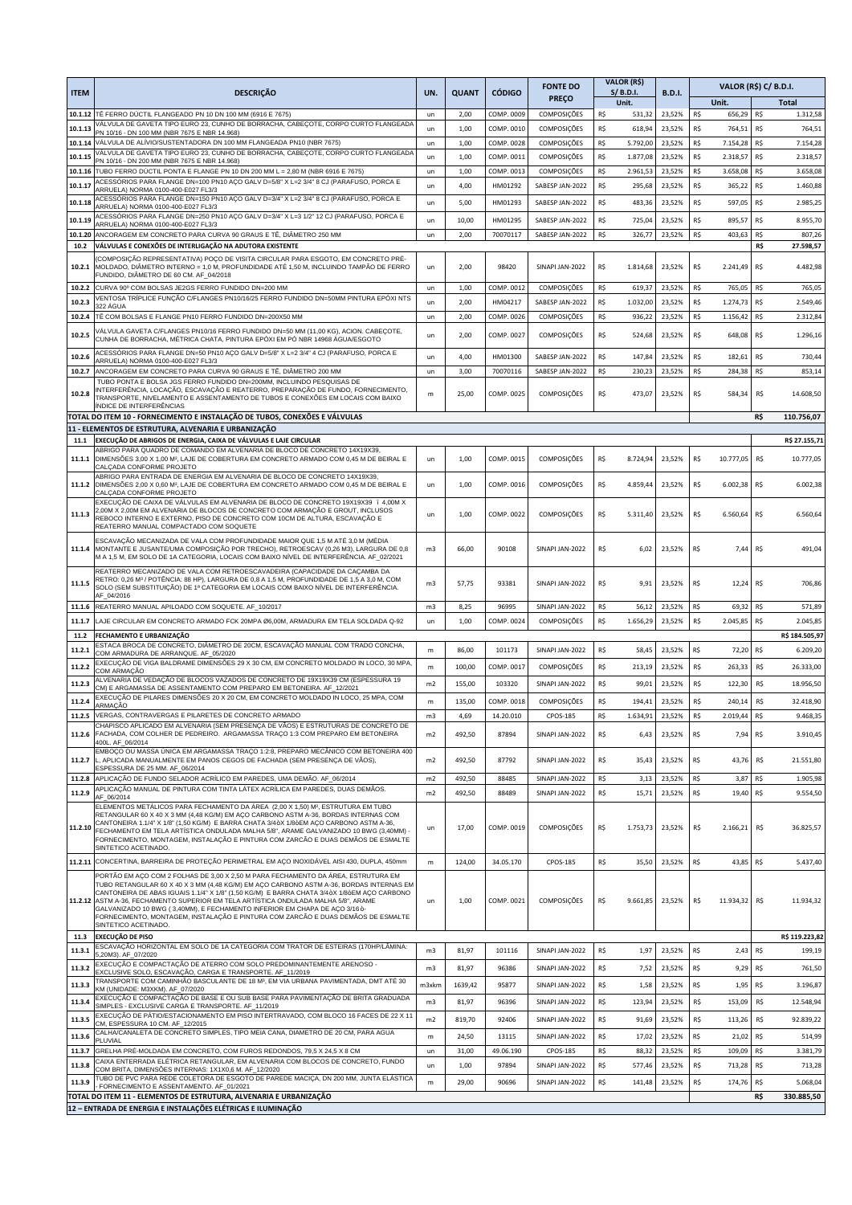| ITEM | DESCRIÇÃO | UN. | QUANT | CÓDIGO | FONTE DO PREÇO | VALOR (R$) S/ B.D.I. Unit. | | B.D.I. | VALOR (R$) C/ B.D.I. | | | |
|---|---|---|---|---|---|---|---|---|---|---|---|---|
| | | | | | | | Unit. | | | Unit. | | Total |
| 10.1.12 | TÊ FERRO DÚCTIL FLANGEADO PN 10 DN 100 MM (6916 E 7675) | un | 2,00 | COMP. 0009 | COMPOSIÇÕES | R$ | 531,32 | 23,52% | R$ | 656,29 | R$ | 1.312,58 |
| 10.1.13 | VÁLVULA DE GAVETA TIPO EURO 23, CUNHO DE BORRACHA, CABEÇOTE, CORPO CURTO FLANGEADA PN 10/16 - DN 100 MM (NBR 7675 E NBR 14.968) | un | 1,00 | COMP. 0010 | COMPOSIÇÕES | R$ | 618,94 | 23,52% | R$ | 764,51 | R$ | 764,51 |
| 10.1.14 | VÁLVULA DE ALÍVIO/SUSTENTADORA DN 100 MM FLANGEADA PN10 (NBR 7675) | un | 1,00 | COMP. 0028 | COMPOSIÇÕES | R$ | 5.792,00 | 23,52% | R$ | 7.154,28 | R$ | 7.154,28 |
| 10.1.15 | VÁLVULA DE GAVETA TIPO EURO 23, CUNHO DE BORRACHA, CABEÇOTE, CORPO CURTO FLANGEADA PN 10/16 - DN 200 MM (NBR 7675 E NBR 14.968) | un | 1,00 | COMP. 0011 | COMPOSIÇÕES | R$ | 1.877,08 | 23,52% | R$ | 2.318,57 | R$ | 2.318,57 |
| 10.1.16 | TUBO FERRO DÚCTIL PONTA E FLANGE PN 10 DN 200 MM L = 2,80 M (NBR 6916 E 7675) | un | 1,00 | COMP. 0013 | COMPOSIÇÕES | R$ | 2.961,53 | 23,52% | R$ | 3.658,08 | R$ | 3.658,08 |
| 10.1.17 | ACESSÓRIOS PARA FLANGE DN=100 PN10 AÇO GALV D=5/8" X L=2 3/4" 8 CJ (PARAFUSO, PORCA E ARRUELA) NORMA 0100-400-E027 FL3/3 | un | 4,00 | HM01292 | SABESP JAN-2022 | R$ | 295,68 | 23,52% | R$ | 365,22 | R$ | 1.460,88 |
| 10.1.18 | ACESSÓRIOS PARA FLANGE DN=150 PN10 AÇO GALV D=3/4" X L=2 3/4" 8 CJ (PARAFUSO, PORCA E ARRUELA) NORMA 0100-400-E027 FL3/3 | un | 5,00 | HM01293 | SABESP JAN-2022 | R$ | 483,36 | 23,52% | R$ | 597,05 | R$ | 2.985,25 |
| 10.1.19 | ACESSÓRIOS PARA FLANGE DN=250 PN10 AÇO GALV D=3/4" X L=3 1/2" 12 CJ (PARAFUSO, PORCA E ARRUELA) NORMA 0100-400-E027 FL3/3 | un | 10,00 | HM01295 | SABESP JAN-2022 | R$ | 725,04 | 23,52% | R$ | 895,57 | R$ | 8.955,70 |
| 10.1.20 | ANCORAGEM EM CONCRETO PARA CURVA 90 GRAUS E TÊ, DIÂMETRO 250 MM | un | 2,00 | 70070117 | SABESP JAN-2022 | R$ | 326,77 | 23,52% | R$ | 403,63 | R$ | 807,26 |
| 10.2 | **VÁLVULAS E CONEXÕES DE INTERLIGAÇÃO NA ADUTORA EXISTENTE** | | | | | | | | | | R$ | 27.598,57 |
| 10.2.1 | (COMPOSIÇÃO REPRESENTATIVA) POÇO DE VISITA CIRCULAR PARA ESGOTO, EM CONCRETO PRÉ-MOLDADO, DIÂMETRO INTERNO = 1,0 M, PROFUNDIDADE ATÉ 1,50 M, INCLUINDO TAMPÃO DE FERRO FUNDIDO, DIÂMETRO DE 60 CM. AF_04/2018 | un | 2,00 | 98420 | SINAPI JAN-2022 | R$ | 1.814,68 | 23,52% | R$ | 2.241,49 | R$ | 4.482,98 |
| 10.2.2 | CURVA 90º COM BOLSAS JE2GS FERRO FUNDIDO DN=200 MM | un | 1,00 | COMP. 0012 | COMPOSIÇÕES | R$ | 619,37 | 23,52% | R$ | 765,05 | R$ | 765,05 |
| 10.2.3 | VENTOSA TRÍPLICE FUNÇÃO C/FLANGES PN10/16/25 FERRO FUNDIDO DN=50MM PINTURA EPÓXI NTS 322 ÁGUA | un | 2,00 | HM04217 | SABESP JAN-2022 | R$ | 1.032,00 | 23,52% | R$ | 1.274,73 | R$ | 2.549,46 |
| 10.2.4 | TÊ COM BOLSAS E FLANGE PN10 FERRO FUNDIDO DN=200X50 MM | un | 2,00 | COMP. 0026 | COMPOSIÇÕES | R$ | 936,22 | 23,52% | R$ | 1.156,42 | R$ | 2.312,84 |
| 10.2.5 | VÁLVULA GAVETA C/FLANGES PN10/16 FERRO FUNDIDO DN=50 MM (11,00 KG), ACION. CABEÇOTE, CUNHA DE BORRACHA, MÉTRICA CHATA, PINTURA EPÓXI EM PÓ NBR 14968 ÁGUA/ESGOTO | un | 2,00 | COMP. 0027 | COMPOSIÇÕES | R$ | 524,68 | 23,52% | R$ | 648,08 | R$ | 1.296,16 |
| 10.2.6 | ACESSÓRIOS PARA FLANGE DN=50 PN10 AÇO GALV D=5/8" X L=2 3/4" 4 CJ (PARAFUSO, PORCA E ARRUELA) NORMA 0100-400-E027 FL3/3 | un | 4,00 | HM01300 | SABESP JAN-2022 | R$ | 147,84 | 23,52% | R$ | 182,61 | R$ | 730,44 |
| 10.2.7 | ANCORAGEM EM CONCRETO PARA CURVA 90 GRAUS E TÊ, DIÂMETRO 200 MM | un | 3,00 | 70070116 | SABESP JAN-2022 | R$ | 230,23 | 23,52% | R$ | 284,38 | R$ | 853,14 |
| 10.2.8 | TUBO PONTA E BOLSA JGS FERRO FUNDIDO DN=200MM, INCLUINDO PESQUISAS DE INTERFERÊNCIA, LOCAÇÃO, ESCAVAÇÃO E REATERRO, PREPARAÇÃO DE FUNDO, FORNECIMENTO, TRANSPORTE, NIVELAMENTO E ASSENTAMENTO DE TUBOS E CONEXÕES EM LOCAIS COM BAIXO ÍNDICE DE INTERFERÊNCIAS | m | 25,00 | COMP. 0025 | COMPOSIÇÕES | R$ | 473,07 | 23,52% | R$ | 584,34 | R$ | 14.608,50 |
| **TOTAL DO ITEM 10 - FORNECIMENTO E INSTALAÇÃO DE TUBOS, CONEXÕES E VÁLVULAS** | | | | | | | | | | | R$ | 110.756,07 |
| **11 - ELEMENTOS DE ESTRUTURA, ALVENARIA E URBANIZAÇÃO** | | | | | | | | | | | | |
| 11.1 | **EXECUÇÃO DE ABRIGOS DE ENERGIA, CAIXA DE VÁLVULAS E LAJE CIRCULAR** | | | | | | | | | | | R$ 27.155,71 |
| 11.1.1 | ABRIGO PARA QUADRO DE COMANDO EM ALVENARIA DE BLOCO DE CONCRETO 14X19X39, DIMENSÕES 3,00 X 1,00 M², LAJE DE COBERTURA EM CONCRETO ARMADO COM 0,45 M DE BEIRAL E CALÇADA CONFORME PROJETO | un | 1,00 | COMP. 0015 | COMPOSIÇÕES | R$ | 8.724,94 | 23,52% | R$ | 10.777,05 | R$ | 10.777,05 |
| 11.1.2 | ABRIGO PARA ENTRADA DE ENERGIA EM ALVENARIA DE BLOCO DE CONCRETO 14X19X39, DIMENSÕES 2,00 X 0,60 M², LAJE DE COBERTURA EM CONCRETO ARMADO COM 0,45 M DE BEIRAL E CALÇADA CONFORME PROJETO | un | 1,00 | COMP. 0016 | COMPOSIÇÕES | R$ | 4.859,44 | 23,52% | R$ | 6.002,38 | R$ | 6.002,38 |
| 11.1.3 | EXECUÇÃO DE CAIXA DE VÁLVULAS EM ALVENARIA DE BLOCO DE CONCRETO 19X19X39 ï 4,00M X 2,00M E 2,00M EM ALVENARIA DE BLOCOS DE CONCRETO COM ARMAÇÃO E GROUT, INCLUSOS REBOCO INTERNO E EXTERNO, PISO DE CONCRETO COM 10CM DE ALTURA, ESCAVAÇÃO E REATERRO MANUAL COMPACTADO COM SOQUETE | un | 1,00 | COMP. 0022 | COMPOSIÇÕES | R$ | 5.311,40 | 23,52% | R$ | 6.560,64 | R$ | 6.560,64 |
| 11.1.4 | ESCAVAÇÃO MECANIZADA DE VALA COM PROFUNDIDADE MAIOR QUE 1,5 M ATÉ 3,0 M (MÉDIA MONTANTE E JUSANTE/UMA COMPOSIÇÃO POR TRECHO), RETROESCAV (0,26 M3), LARGURA DE 0,8 M A 1,5 M, EM SOLO DE 1A CATEGORIA, LOCAIS COM BAIXO NÍVEL DE INTERFERÊNCIA. AF_02/2021 | m3 | 66,00 | 90108 | SINAPI JAN-2022 | R$ | 6,02 | 23,52% | R$ | 7,44 | R$ | 491,04 |
| 11.1.5 | REATERRO MECANIZADO DE VALA COM RETROESCAVADEIRA (CAPACIDADE DA CAÇAMBA DA RETRO: 0,26 M³ / POTÊNCIA: 88 HP), LARGURA DE 0,8 A 1,5 M, PROFUNDIDADE DE 1,5 A 3,0 M, COM SOLO (SEM SUBSTITUIÇÃO) DE 1ª CATEGORIA EM LOCAIS COM BAIXO NÍVEL DE INTERFERÊNCIA. AF_04/2016 | m3 | 57,75 | 93381 | SINAPI JAN-2022 | R$ | 9,91 | 23,52% | R$ | 12,24 | R$ | 706,86 |
| 11.1.6 | REATERRO MANUAL APILOADO COM SOQUETE. AF_10/2017 | m3 | 8,25 | 96995 | SINAPI JAN-2022 | R$ | 56,12 | 23,52% | R$ | 69,32 | R$ | 571,89 |
| 11.1.7 | LAJE CIRCULAR EM CONCRETO ARMADO FCK 20MPA Ø6,00M, ARMADURA EM TELA SOLDADA Q-92 | un | 1,00 | COMP. 0024 | COMPOSIÇÕES | R$ | 1.656,29 | 23,52% | R$ | 2.045,85 | R$ | 2.045,85 |
| 11.2 | **FECHAMENTO E URBANIZAÇÃO** | | | | | | | | | | | R$ 184.505,97 |
| 11.2.1 | ESTACA BROCA DE CONCRETO, DIÂMETRO DE 20CM, ESCAVAÇÃO MANUAL COM TRADO CONCHA, COM ARMADURA DE ARRANQUE. AF_05/2020 | m | 86,00 | 101173 | SINAPI JAN-2022 | R$ | 58,45 | 23,52% | R$ | 72,20 | R$ | 6.209,20 |
| 11.2.2 | EXECUÇÃO DE VIGA BALDRAME DIMENSÕES 29 X 30 CM, EM CONCRETO MOLDADO IN LOCO, 30 MPA, COM ARMAÇÃO | m | 100,00 | COMP. 0017 | COMPOSIÇÕES | R$ | 213,19 | 23,52% | R$ | 263,33 | R$ | 26.333,00 |
| 11.2.3 | ALVENARIA DE VEDAÇÃO DE BLOCOS VAZADOS DE CONCRETO DE 19X19X39 CM (ESPESSURA 19 CM) E ARGAMASSA DE ASSENTAMENTO COM PREPARO EM BETONEIRA. AF_12/2021 | m2 | 155,00 | 103320 | SINAPI JAN-2022 | R$ | 99,01 | 23,52% | R$ | 122,30 | R$ | 18.956,50 |
| 11.2.4 | EXECUÇÃO DE PILARES DIMENSÕES 20 X 20 CM, EM CONCRETO MOLDADO IN LOCO, 25 MPA, COM ARMAÇÃO | m | 135,00 | COMP. 0018 | COMPOSIÇÕES | R$ | 194,41 | 23,52% | R$ | 240,14 | R$ | 32.418,90 |
| 11.2.5 | VERGAS, CONTRAVERGAS E PILARETES DE CONCRETO ARMADO | m3 | 4,69 | 14.20.010 | CPOS-185 | R$ | 1.634,91 | 23,52% | R$ | 2.019,44 | R$ | 9.468,35 |
| 11.2.6 | CHAPISCO APLICADO EM ALVENARIA (SEM PRESENÇA DE VÃOS) E ESTRUTURAS DE CONCRETO DE FACHADA, COM COLHER DE PEDREIRO. ARGAMASSA TRAÇO 1:3 COM PREPARO EM BETONEIRA 400L. AF_06/2014 | m2 | 492,50 | 87894 | SINAPI JAN-2022 | R$ | 6,43 | 23,52% | R$ | 7,94 | R$ | 3.910,45 |
| 11.2.7 | EMBOÇO OU MASSA ÚNICA EM ARGAMASSA TRAÇO 1:2:8, PREPARO MECÂNICO COM BETONEIRA 400 L, APLICADA MANUALMENTE EM PANOS CEGOS DE FACHADA (SEM PRESENÇA DE VÃOS), ESPESSURA DE 25 MM. AF_06/2014 | m2 | 492,50 | 87792 | SINAPI JAN-2022 | R$ | 35,43 | 23,52% | R$ | 43,76 | R$ | 21.551,80 |
| 11.2.8 | APLICAÇÃO DE FUNDO SELADOR ACRÍLICO EM PAREDES, UMA DEMÃO. AF_06/2014 | m2 | 492,50 | 88485 | SINAPI JAN-2022 | R$ | 3,13 | 23,52% | R$ | 3,87 | R$ | 1.905,98 |
| 11.2.9 | APLICAÇÃO MANUAL DE PINTURA COM TINTA LÁTEX ACRÍLICA EM PAREDES, DUAS DEMÃOS. AF_06/2014 | m2 | 492,50 | 88489 | SINAPI JAN-2022 | R$ | 15,71 | 23,52% | R$ | 19,40 | R$ | 9.554,50 |
| 11.2.10 | ELEMENTOS METÁLICOS PARA FECHAMENTO DA ÁREA (2,00 X 1,50) M², ESTRUTURA EM TUBO RETANGULAR 60 X 40 X 3 MM (4,48 KG/M) EM AÇO CARBONO ASTM A-36, BORDAS INTERNAS COM CANTONEIRA 1.1/4" X 1/8" (1,50 KG/M) E BARRA CHATA 3/4ö X 1/8öEM AÇO CARBONO ASTM A-36, FECHAMENTO EM TELA ARTÍSTICA ONDULADA MALHA 5/8", ARAME GALVANIZADO 10 BWG (3,40MM) - FORNECIMENTO, MONTAGEM, INSTALAÇÃO E PINTURA COM ZARCÃO E DUAS DEMÃOS DE ESMALTE SINTETICO ACETINADO. | un | 17,00 | COMP. 0019 | COMPOSIÇÕES | R$ | 1.753,73 | 23,52% | R$ | 2.166,21 | R$ | 36.825,57 |
| 11.2.11 | CONCERTINA, BARREIRA DE PROTEÇÃO PERIMETRAL EM AÇO INOXIDÁVEL AISI 430, DUPLA, 450mm | m | 124,00 | 34.05.170 | CPOS-185 | R$ | 35,50 | 23,52% | R$ | 43,85 | R$ | 5.437,40 |
| 11.2.12 | PORTÃO EM AÇO COM 2 FOLHAS DE 3,00 X 2,50 M PARA FECHAMENTO DA ÁREA, ESTRUTURA EM TUBO RETANGULAR 60 X 40 X 3 MM (4,48 KG/M) EM AÇO CARBONO ASTM A-36, BORDAS INTERNAS EM CANTONEIRA DE ABAS IGUAIS 1.1/4" X 1/8" (1,50 KG/M) E BARRA CHATA 3/4ö X 1/8öEM AÇO CARBONO ASTM A-36, FECHAMENTO SUPERIOR EM TELA ARTÍSTICA ONDULADA MALHA 5/8", ARAME GALVANIZADO 10 BWG ( 3,40MM), E FECHAMENTO INFERIOR EM CHAPA DE AÇO 3/16ö- FORNECIMENTO, MONTAGEM, INSTALAÇÃO E PINTURA COM ZARCÃO E DUAS DEMÃOS DE ESMALTE SINTETICO ACETINADO. | un | 1,00 | COMP. 0021 | COMPOSIÇÕES | R$ | 9.661,85 | 23,52% | R$ | 11.934,32 | R$ | 11.934,32 |
| 11.3 | **EXECUÇÃO DE PISO** | | | | | | | | | | | R$ 119.223,82 |
| 11.3.1 | ESCAVAÇÃO HORIZONTAL EM SOLO DE 1A CATEGORIA COM TRATOR DE ESTEIRAS (170HP/LÂMINA: 5,20M3). AF_07/2020 | m3 | 81,97 | 101116 | SINAPI JAN-2022 | R$ | 1,97 | 23,52% | R$ | 2,43 | R$ | 199,19 |
| 11.3.2 | EXECUÇÃO E COMPACTAÇÃO DE ATERRO COM SOLO PREDOMINANTEMENTE ARENOSO - EXCLUSIVE SOLO, ESCAVAÇÃO, CARGA E TRANSPORTE. AF_11/2019 | m3 | 81,97 | 96386 | SINAPI JAN-2022 | R$ | 7,52 | 23,52% | R$ | 9,29 | R$ | 761,50 |
| 11.3.3 | TRANSPORTE COM CAMINHÃO BASCULANTE DE 18 M³, EM VIA URBANA PAVIMENTADA, DMT ATÉ 30 KM (UNIDADE: M3XKM). AF_07/2020 | m3xkm | 1639,42 | 95877 | SINAPI JAN-2022 | R$ | 1,58 | 23,52% | R$ | 1,95 | R$ | 3.196,87 |
| 11.3.4 | EXECUÇÃO E COMPACTAÇÃO DE BASE E OU SUB BASE PARA PAVIMENTAÇÃO DE BRITA GRADUADA SIMPLES - EXCLUSIVE CARGA E TRANSPORTE. AF_11/2019 | m3 | 81,97 | 96396 | SINAPI JAN-2022 | R$ | 123,94 | 23,52% | R$ | 153,09 | R$ | 12.548,94 |
| 11.3.5 | EXECUÇÃO DE PÁTIO/ESTACIONAMENTO EM PISO INTERTRAVADO, COM BLOCO 16 FACES DE 22 X 11 CM, ESPESSURA 10 CM. AF_12/2015 | m2 | 819,70 | 92406 | SINAPI JAN-2022 | R$ | 91,69 | 23,52% | R$ | 113,26 | R$ | 92.839,22 |
| 11.3.6 | CALHA/CANALETA DE CONCRETO SIMPLES, TIPO MEIA CANA, DIAMETRO DE 20 CM, PARA AGUA PLUVIAL | m | 24,50 | 13115 | SINAPI JAN-2022 | R$ | 17,02 | 23,52% | R$ | 21,02 | R$ | 514,99 |
| 11.3.7 | GRELHA PRÉ-MOLDADA EM CONCRETO, COM FUROS REDONDOS, 79,5 X 24,5 X 8 CM | un | 31,00 | 49.06.190 | CPOS-185 | R$ | 88,32 | 23,52% | R$ | 109,09 | R$ | 3.381,79 |
| 11.3.8 | CAIXA ENTERRADA ELÉTRICA RETANGULAR, EM ALVENARIA COM BLOCOS DE CONCRETO, FUNDO COM BRITA, DIMENSÕES INTERNAS: 1X1X0,6 M. AF_12/2020 | un | 1,00 | 97894 | SINAPI JAN-2022 | R$ | 577,46 | 23,52% | R$ | 713,28 | R$ | 713,28 |
| 11.3.9 | TUBO DE PVC PARA REDE COLETORA DE ESGOTO DE PAREDE MACIÇA, DN 200 MM, JUNTA ELÁSTICA - FORNECIMENTO E ASSENTAMENTO. AF_01/2021 | m | 29,00 | 90696 | SINAPI JAN-2022 | R$ | 141,48 | 23,52% | R$ | 174,76 | R$ | 5.068,04 |
| **TOTAL DO ITEM 11 - ELEMENTOS DE ESTRUTURA, ALVENARIA E URBANIZAÇÃO** | | | | | | | | | | | R$ | 330.885,50 |
| **12 – ENTRADA DE ENERGIA E INSTALAÇÕES ELÉTRICAS E ILUMINAÇÃO** | | | | | | | | | | | | |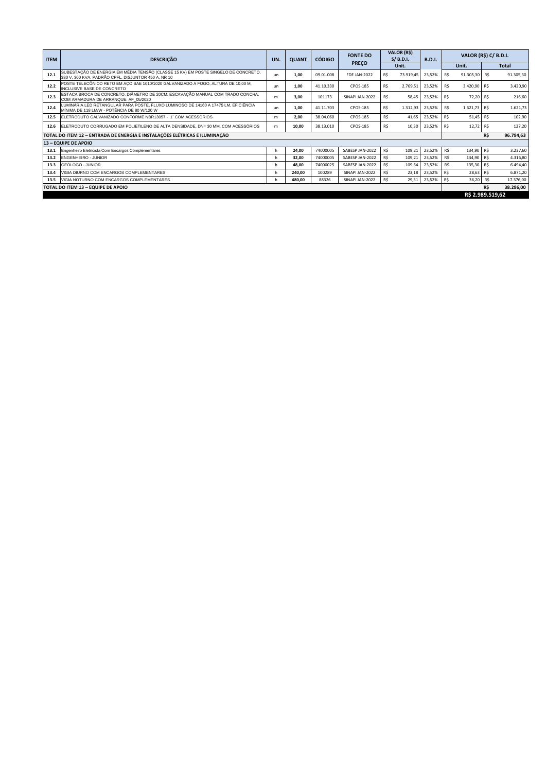| ITEM | DESCRIÇÃO | UN. | QUANT | CÓDIGO | FONTE DO PREÇO | VALOR (R$) S/ B.D.I. | | B.D.I. | VALOR (R$) C/ B.D.I. | | | |
|---|---|---|---|---|---|---|---|---|---|---|---|---|
| | | | | | | Unit. | | | Unit. | | Total | |
| 12.1 | SUBESTAÇÃO DE ENERGIA EM MÉDIA TENSÃO (CLASSE 15 KV) EM POSTE SINGELO DE CONCRETO, 380 V, 300 KVA, PADRÃO CPFL, DISJUNTOR 450 A, NR 10 | un | 1,00 | 09.01.008 | FDE JAN-2022 | R$ | 73.919,45 | 23,52% | R$ | 91.305,30 | R$ | 91.305,30 |
| 12.2 | POSTE TELECÔNICO RETO EM AÇO SAE 1010/1020 GALVANIZADO A FOGO, ALTURA DE 10,00 M, INCLUSIVE BASE DE CONCRETO | un | 1,00 | 41.10.330 | CPOS-185 | R$ | 2.769,51 | 23,52% | R$ | 3.420,90 | R$ | 3.420,90 |
| 12.3 | ESTACA BROCA DE CONCRETO, DIÂMETRO DE 20CM, ESCAVAÇÃO MANUAL COM TRADO CONCHA, COM ARMADURA DE ARRANQUE. AF_05/2020 | m | 3,00 | 101173 | SINAPI JAN-2022 | R$ | 58,45 | 23,52% | R$ | 72,20 | R$ | 216,60 |
| 12.4 | LUMINÁRIA LED RETANGULAR PARA POSTE, FLUXO LUMINOSO DE 14160 A 17475 LM, EFICIÊNCIA MÍNIMA DE 118 LM/W - POTÊNCIA DE 80 W/120 W | un | 1,00 | 41.11.703 | CPOS-185 | R$ | 1.312,93 | 23,52% | R$ | 1.621,73 | R$ | 1.621,73 |
| 12.5 | ELETRODUTO GALVANIZADO CONFORME NBR13057 - 1" COM ACESSÓRIOS | m | 2,00 | 38.04.060 | CPOS-185 | R$ | 41,65 | 23,52% | R$ | 51,45 | R$ | 102,90 |
| 12.6 | ELETRODUTO CORRUGADO EM POLIETILENO DE ALTA DENSIDADE, DN= 30 MM, COM ACESSÓRIOS | m | 10,00 | 38.13.010 | CPOS-185 | R$ | 10,30 | 23,52% | R$ | 12,72 | R$ | 127,20 |
| **TOTAL DO ITEM 12 – ENTRADA DE ENERGIA E INSTALAÇÕES ELÉTRICAS E ILUMINAÇÃO** | | | | | | | | | | | **R$** | **96.794,63** |
| **13 – EQUIPE DE APOIO** | | | | | | | | | | | | |
| 13.1 | Engenheiro Eletricista Com Encargos Complementares | h | 24,00 | 74000005 | SABESP JAN-2022 | R$ | 109,21 | 23,52% | R$ | 134,90 | R$ | 3.237,60 |
| 13.2 | ENGENHEIRO - JUNIOR | h | 32,00 | 74000005 | SABESP JAN-2022 | R$ | 109,21 | 23,52% | R$ | 134,90 | R$ | 4.316,80 |
| 13.3 | GEÓLOGO - JUNIOR | h | 48,00 | 74000025 | SABESP JAN-2022 | R$ | 109,54 | 23,52% | R$ | 135,30 | R$ | 6.494,40 |
| 13.4 | VIGIA DIURNO COM ENCARGOS COMPLEMENTARES | h | 240,00 | 100289 | SINAPI JAN-2022 | R$ | 23,18 | 23,52% | R$ | 28,63 | R$ | 6.871,20 |
| 13.5 | VIGIA NOTURNO COM ENCARGOS COMPLEMENTARES | h | 480,00 | 88326 | SINAPI JAN-2022 | R$ | 29,31 | 23,52% | R$ | 36,20 | R$ | 17.376,00 |
| **TOTAL DO ITEM 13 – EQUIPE DE APOIO** | | | | | | | | | | | **R$** | **38.296,00** |
| | | | | | | | | | | **R$ 2.989.519,62** | | |